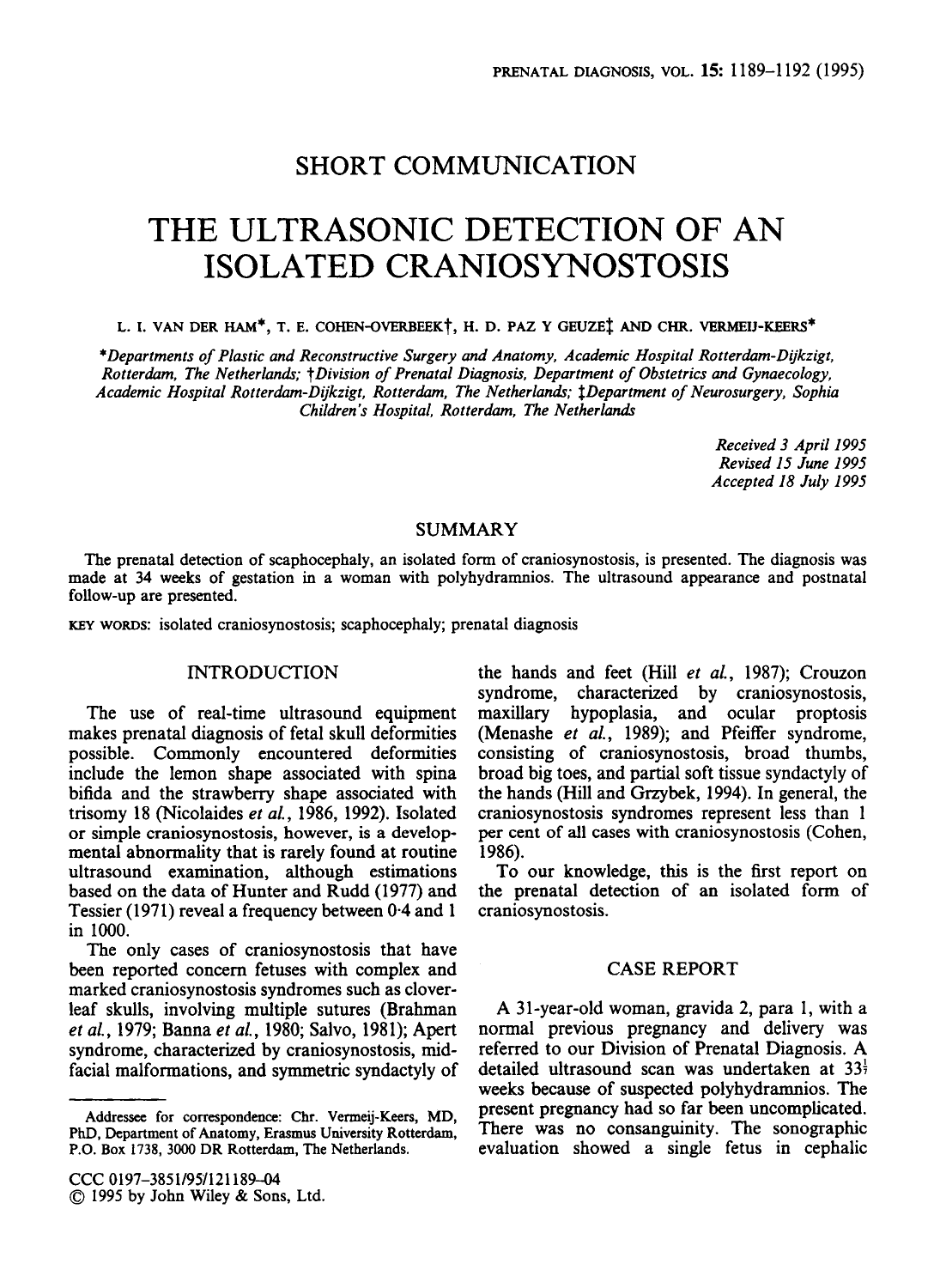SHORT COMMUNICATION

# THE ULTRASONIC DETECTION OF AN ISOLATED CRANIOSYNOSTOSIS

L. I. VAN DER HAM*, T. E. COHEN-OVERBEEK†, H. D. PAZ Y GEUZE‡ AND CHR. VERMEIJ-KEERS*

*Departments of Plastic and Reconstructive Surgery and Anatomy, Academic Hospital Rotterdam-Dijkzigt, Rotterdam, The Netherlands; †Division of Prenatal Diagnosis, Department of Obstetrics and Gynaecology, Academic Hospital Rotterdam-Dijkzigt, Rotterdam, The Netherlands; ‡Department of Neurosurgery, Sophia Children's Hospital, Rotterdam, The Netherlands

*Received 3 April 1995*
*Revised 15 June 1995*
*Accepted 18 July 1995*

## SUMMARY

The prenatal detection of scaphocephaly, an isolated form of craniosynostosis, is presented. The diagnosis was made at 34 weeks of gestation in a woman with polyhydramnios. The ultrasound appearance and postnatal follow-up are presented.

KEY WORDS: isolated craniosynostosis; scaphocephaly; prenatal diagnosis

## INTRODUCTION

The use of real-time ultrasound equipment makes prenatal diagnosis of fetal skull deformities possible. Commonly encountered deformities include the lemon shape associated with spina bifida and the strawberry shape associated with trisomy 18 (Nicolaides *et al.*, 1986, 1992). Isolated or simple craniosynostosis, however, is a developmental abnormality that is rarely found at routine ultrasound examination, although estimations based on the data of Hunter and Rudd (1977) and Tessier (1971) reveal a frequency between 0·4 and 1 in 1000.

The only cases of craniosynostosis that have been reported concern fetuses with complex and marked craniosynostosis syndromes such as cloverleaf skulls, involving multiple sutures (Brahman *et al.*, 1979; Banna *et al.*, 1980; Salvo, 1981); Apert syndrome, characterized by craniosynostosis, midfacial malformations, and symmetric syndactyly of the hands and feet (Hill *et al.*, 1987); Crouzon syndrome, characterized by craniosynostosis, maxillary hypoplasia, and ocular proptosis (Menashe *et al.*, 1989); and Pfeiffer syndrome, consisting of craniosynostosis, broad thumbs, broad big toes, and partial soft tissue syndactyly of the hands (Hill and Grzybek, 1994). In general, the craniosynostosis syndromes represent less than 1 per cent of all cases with craniosynostosis (Cohen, 1986).

To our knowledge, this is the first report on the prenatal detection of an isolated form of craniosynostosis.

## CASE REPORT

A 31-year-old woman, gravida 2, para 1, with a normal previous pregnancy and delivery was referred to our Division of Prenatal Diagnosis. A detailed ultrasound scan was undertaken at $33\frac{1}{7}$ weeks because of suspected polyhydramnios. The present pregnancy had so far been uncomplicated. There was no consanguinity. The sonographic evaluation showed a single fetus in cephalic

Addressee for correspondence: Chr. Vermeij-Keers, MD, PhD, Department of Anatomy, Erasmus University Rotterdam, P.O. Box 1738, 3000 DR Rotterdam, The Netherlands.

CCC 0197–3851/95/121189–04
© 1995 by John Wiley & Sons, Ltd.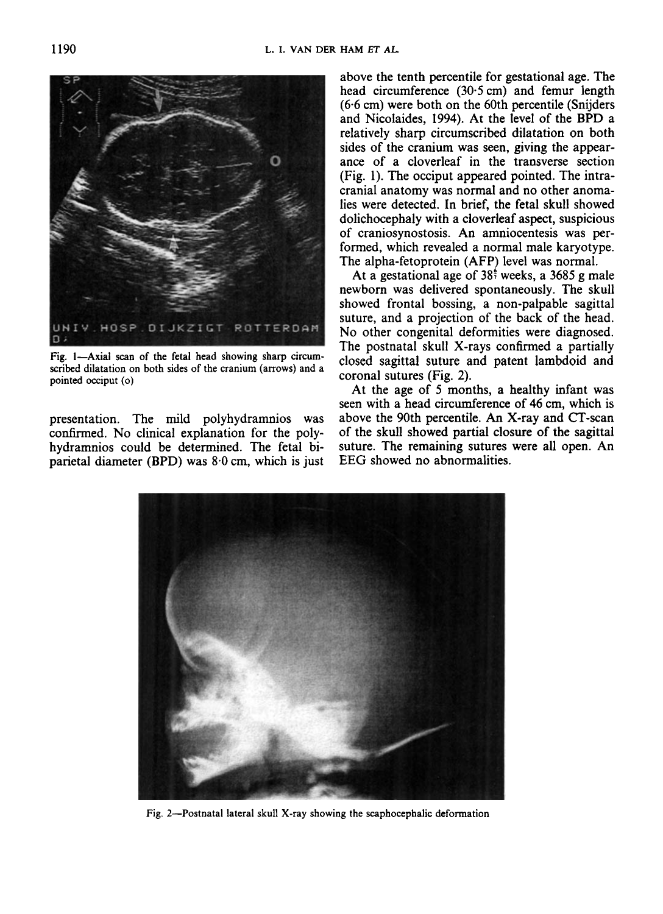Fig. 1—Axial scan of the fetal head showing sharp circumscribed dilatation on both sides of the cranium (arrows) and a pointed occiput (o)

presentation. The mild polyhydramnios was confirmed. No clinical explanation for the polyhydramnios could be determined. The fetal biparietal diameter (BPD) was 8·0 cm, which is just above the tenth percentile for gestational age. The head circumference (30·5 cm) and femur length (6·6 cm) were both on the 60th percentile (Snijders and Nicolaides, 1994). At the level of the BPD a relatively sharp circumscribed dilatation on both sides of the cranium was seen, giving the appearance of a cloverleaf in the transverse section (Fig. 1). The occiput appeared pointed. The intracranial anatomy was normal and no other anomalies were detected. In brief, the fetal skull showed dolichocephaly with a cloverleaf aspect, suspicious of craniosynostosis. An amniocentesis was performed, which revealed a normal male karyotype. The alpha-fetoprotein (AFP) level was normal.

At a gestational age of $38\frac{5}{7}$ weeks, a 3685 g male newborn was delivered spontaneously. The skull showed frontal bossing, a non-palpable sagittal suture, and a projection of the back of the head. No other congenital deformities were diagnosed. The postnatal skull X-rays confirmed a partially closed sagittal suture and patent lambdoid and coronal sutures (Fig. 2).

At the age of 5 months, a healthy infant was seen with a head circumference of 46 cm, which is above the 90th percentile. An X-ray and CT-scan of the skull showed partial closure of the sagittal suture. The remaining sutures were all open. An EEG showed no abnormalities.

Fig. 2—Postnatal lateral skull X-ray showing the scaphocephalic deformation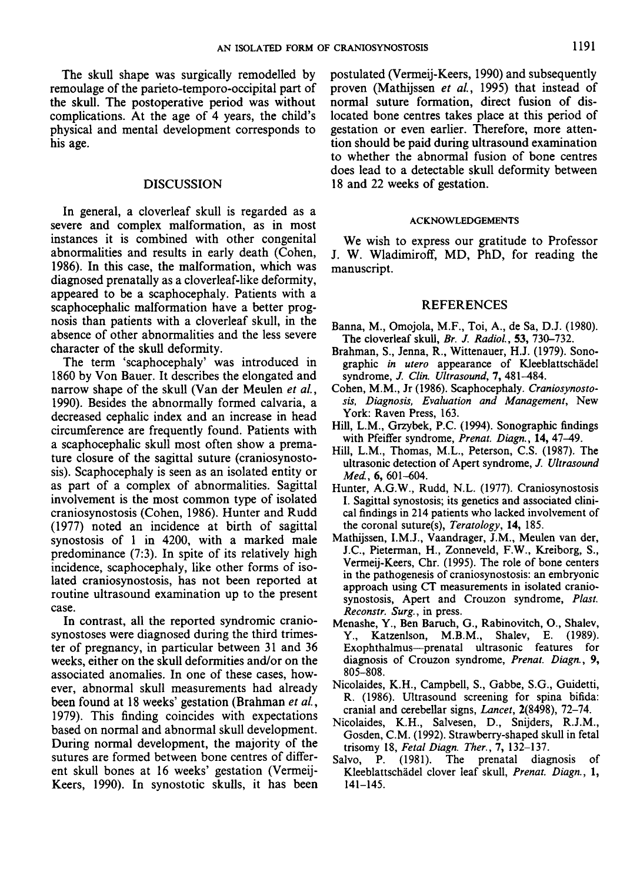The skull shape was surgically remodelled by remoulage of the parieto-temporo-occipital part of the skull. The postoperative period was without complications. At the age of 4 years, the child's physical and mental development corresponds to his age.

## DISCUSSION

In general, a cloverleaf skull is regarded as a severe and complex malformation, as in most instances it is combined with other congenital abnormalities and results in early death (Cohen, 1986). In this case, the malformation, which was diagnosed prenatally as a cloverleaf-like deformity, appeared to be a scaphocephaly. Patients with a scaphocephalic malformation have a better prognosis than patients with a cloverleaf skull, in the absence of other abnormalities and the less severe character of the skull deformity.

The term 'scaphocephaly' was introduced in 1860 by Von Bauer. It describes the elongated and narrow shape of the skull (Van der Meulen *et al.*, 1990). Besides the abnormally formed calvaria, a decreased cephalic index and an increase in head circumference are frequently found. Patients with a scaphocephalic skull most often show a premature closure of the sagittal suture (craniosynostosis). Scaphocephaly is seen as an isolated entity or as part of a complex of abnormalities. Sagittal involvement is the most common type of isolated craniosynostosis (Cohen, 1986). Hunter and Rudd (1977) noted an incidence at birth of sagittal synostosis of 1 in 4200, with a marked male predominance (7:3). In spite of its relatively high incidence, scaphocephaly, like other forms of isolated craniosynostosis, has not been reported at routine ultrasound examination up to the present case.

In contrast, all the reported syndromic craniosynostoses were diagnosed during the third trimester of pregnancy, in particular between 31 and 36 weeks, either on the skull deformities and/or on the associated anomalies. In one of these cases, however, abnormal skull measurements had already been found at 18 weeks' gestation (Brahman *et al.*, 1979). This finding coincides with expectations based on normal and abnormal skull development. During normal development, the majority of the sutures are formed between bone centres of different skull bones at 16 weeks' gestation (Vermeij-Keers, 1990). In synostotic skulls, it has been postulated (Vermeij-Keers, 1990) and subsequently proven (Mathijssen *et al.*, 1995) that instead of normal suture formation, direct fusion of dislocated bone centres takes place at this period of gestation or even earlier. Therefore, more attention should be paid during ultrasound examination to whether the abnormal fusion of bone centres does lead to a detectable skull deformity between 18 and 22 weeks of gestation.

### ACKNOWLEDGEMENTS

We wish to express our gratitude to Professor J. W. Wladimiroff, MD, PhD, for reading the manuscript.

## REFERENCES

Banna, M., Omojola, M.F., Toi, A., de Sa, D.J. (1980). The cloverleaf skull, *Br. J. Radiol.*, **53**, 730–732.

Brahman, S., Jenna, R., Wittenauer, H.J. (1979). Sonographic *in utero* appearance of Kleeblattschädel syndrome, *J. Clin. Ultrasound*, **7**, 481–484.

Cohen, M.M., Jr (1986). Scaphocephaly. *Craniosynostosis, Diagnosis, Evaluation and Management*, New York: Raven Press, 163.

Hill, L.M., Grzybek, P.C. (1994). Sonographic findings with Pfeiffer syndrome, *Prenat. Diagn.*, **14**, 47–49.

Hill, L.M., Thomas, M.L., Peterson, C.S. (1987). The ultrasonic detection of Apert syndrome, *J. Ultrasound Med.*, **6**, 601–604.

Hunter, A.G.W., Rudd, N.L. (1977). Craniosynostosis I. Sagittal synostosis; its genetics and associated clinical findings in 214 patients who lacked involvement of the coronal suture(s), *Teratology*, **14**, 185.

Mathijssen, I.M.J., Vaandrager, J.M., Meulen van der, J.C., Pieterman, H., Zonneveld, F.W., Kreiborg, S., Vermeij-Keers, Chr. (1995). The role of bone centers in the pathogenesis of craniosynostosis: an embryonic approach using CT measurements in isolated craniosynostosis, Apert and Crouzon syndrome, *Plast. Reconstr. Surg.*, in press.

Menashe, Y., Ben Baruch, G., Rabinovitch, O., Shalev, Y., Katzenlson, M.B.M., Shalev, E. (1989). Exophthalmus—prenatal ultrasonic features for diagnosis of Crouzon syndrome, *Prenat. Diagn.*, **9**, 805–808.

Nicolaides, K.H., Campbell, S., Gabbe, S.G., Guidetti, R. (1986). Ultrasound screening for spina bifida: cranial and cerebellar signs, *Lancet*, **2**(8498), 72–74.

Nicolaides, K.H., Salvesen, D., Snijders, R.J.M., Gosden, C.M. (1992). Strawberry-shaped skull in fetal trisomy 18, *Fetal Diagn. Ther.*, **7**, 132–137.

Salvo, P. (1981). The prenatal diagnosis of Kleeblattschädel clover leaf skull, *Prenat. Diagn.*, **1**, 141–145.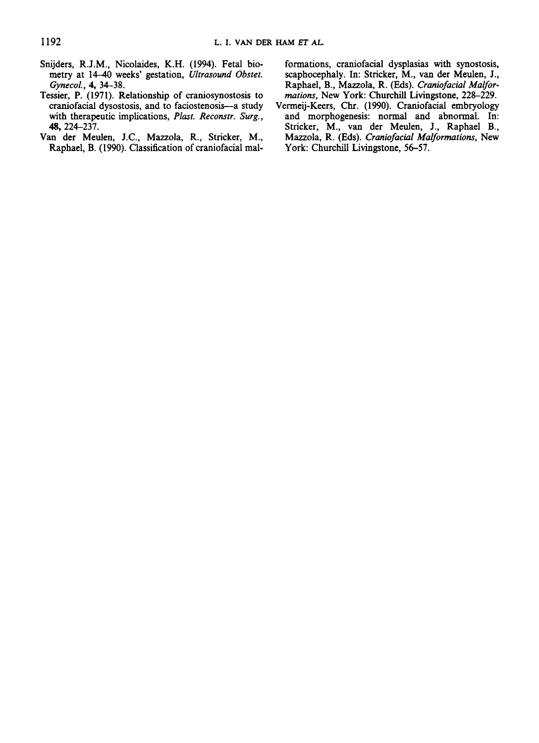Snijders, R.J.M., Nicolaides, K.H. (1994). Fetal biometry at 14–40 weeks' gestation, *Ultrasound Obstet. Gynecol.*, **4**, 34–38.

Tessier, P. (1971). Relationship of craniosynostosis to craniofacial dysostosis, and to faciostenosis—a study with therapeutic implications, *Plast. Reconstr. Surg.*, **48**, 224–237.

Van der Meulen, J.C., Mazzola, R., Stricker, M., Raphael, B. (1990). Classification of craniofacial malformations, craniofacial dysplasias with synostosis, scaphocephaly. In: Stricker, M., van der Meulen, J., Raphael, B., Mazzola, R. (Eds). *Craniofacial Malformations*, New York: Churchill Livingstone, 228–229.

Vermeij-Keers, Chr. (1990). Craniofacial embryology and morphogenesis: normal and abnormal. In: Stricker, M., van der Meulen, J., Raphael B., Mazzola, R. (Eds). *Craniofacial Malformations*, New York: Churchill Livingstone, 56–57.